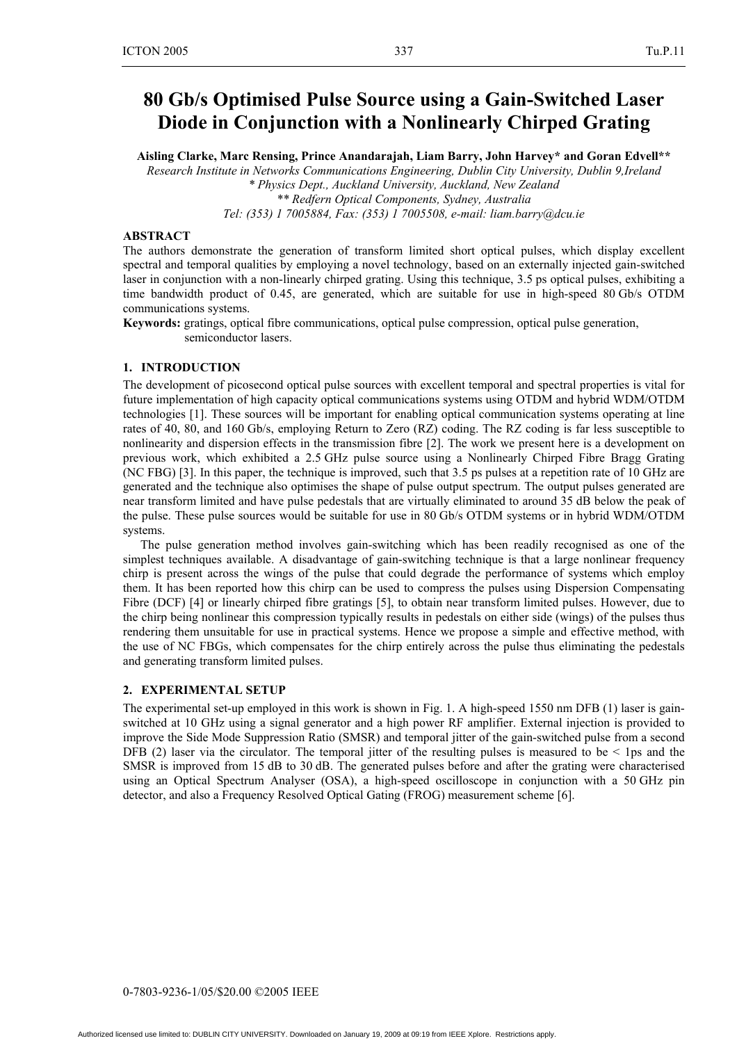# 80 Gb/s Optimised Pulse Source using a Gain-Switched Laser Diode in Conjunction with a Nonlinearly Chirped Grating

**Aisling Clarke, Marc Rensing, Prince Anandarajah, Liam Barry, John Harvey\* and Goran Edvell\*\***

*Research Institute in Networks Communications Engineering, Dublin City University, Dublin 9,Ireland*
*\* Physics Dept., Auckland University, Auckland, New Zealand*
*\*\* Redfern Optical Components, Sydney, Australia*
*Tel: (353) 1 7005884, Fax: (353) 1 7005508, e-mail: liam.barry@dcu.ie*

## ABSTRACT

The authors demonstrate the generation of transform limited short optical pulses, which display excellent spectral and temporal qualities by employing a novel technology, based on an externally injected gain-switched laser in conjunction with a non-linearly chirped grating. Using this technique, 3.5 ps optical pulses, exhibiting a time bandwidth product of 0.45, are generated, which are suitable for use in high-speed 80 Gb/s OTDM communications systems.

**Keywords:** gratings, optical fibre communications, optical pulse compression, optical pulse generation, semiconductor lasers.

## 1. INTRODUCTION

The development of picosecond optical pulse sources with excellent temporal and spectral properties is vital for future implementation of high capacity optical communications systems using OTDM and hybrid WDM/OTDM technologies [1]. These sources will be important for enabling optical communication systems operating at line rates of 40, 80, and 160 Gb/s, employing Return to Zero (RZ) coding. The RZ coding is far less susceptible to nonlinearity and dispersion effects in the transmission fibre [2]. The work we present here is a development on previous work, which exhibited a 2.5 GHz pulse source using a Nonlinearly Chirped Fibre Bragg Grating (NC FBG) [3]. In this paper, the technique is improved, such that 3.5 ps pulses at a repetition rate of 10 GHz are generated and the technique also optimises the shape of pulse output spectrum. The output pulses generated are near transform limited and have pulse pedestals that are virtually eliminated to around 35 dB below the peak of the pulse. These pulse sources would be suitable for use in 80 Gb/s OTDM systems or in hybrid WDM/OTDM systems.

The pulse generation method involves gain-switching which has been readily recognised as one of the simplest techniques available. A disadvantage of gain-switching technique is that a large nonlinear frequency chirp is present across the wings of the pulse that could degrade the performance of systems which employ them. It has been reported how this chirp can be used to compress the pulses using Dispersion Compensating Fibre (DCF) [4] or linearly chirped fibre gratings [5], to obtain near transform limited pulses. However, due to the chirp being nonlinear this compression typically results in pedestals on either side (wings) of the pulses thus rendering them unsuitable for use in practical systems. Hence we propose a simple and effective method, with the use of NC FBGs, which compensates for the chirp entirely across the pulse thus eliminating the pedestals and generating transform limited pulses.

## 2. EXPERIMENTAL SETUP

The experimental set-up employed in this work is shown in Fig. 1. A high-speed 1550 nm DFB (1) laser is gain-switched at 10 GHz using a signal generator and a high power RF amplifier. External injection is provided to improve the Side Mode Suppression Ratio (SMSR) and temporal jitter of the gain-switched pulse from a second DFB (2) laser via the circulator. The temporal jitter of the resulting pulses is measured to be < 1ps and the SMSR is improved from 15 dB to 30 dB. The generated pulses before and after the grating were characterised using an Optical Spectrum Analyser (OSA), a high-speed oscilloscope in conjunction with a 50 GHz pin detector, and also a Frequency Resolved Optical Gating (FROG) measurement scheme [6].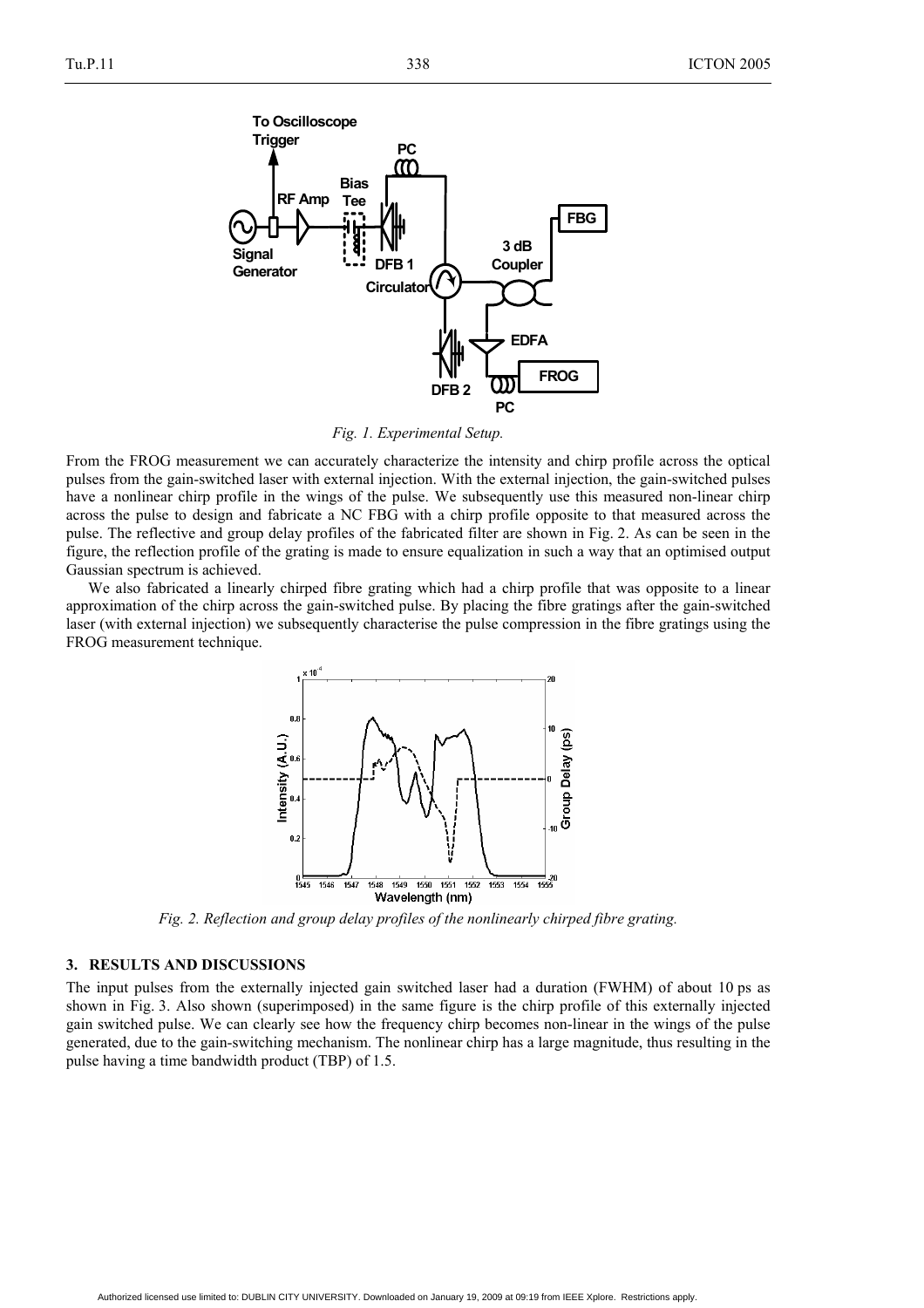Fig. 1. Experimental Setup.

From the FROG measurement we can accurately characterize the intensity and chirp profile across the optical pulses from the gain-switched laser with external injection. With the external injection, the gain-switched pulses have a nonlinear chirp profile in the wings of the pulse. We subsequently use this measured non-linear chirp across the pulse to design and fabricate a NC FBG with a chirp profile opposite to that measured across the pulse. The reflective and group delay profiles of the fabricated filter are shown in Fig. 2. As can be seen in the figure, the reflection profile of the grating is made to ensure equalization in such a way that an optimised output Gaussian spectrum is achieved.

We also fabricated a linearly chirped fibre grating which had a chirp profile that was opposite to a linear approximation of the chirp across the gain-switched pulse. By placing the fibre gratings after the gain-switched laser (with external injection) we subsequently characterise the pulse compression in the fibre gratings using the FROG measurement technique.

Fig. 2. Reflection and group delay profiles of the nonlinearly chirped fibre grating.

### 3. RESULTS AND DISCUSSIONS

The input pulses from the externally injected gain switched laser had a duration (FWHM) of about 10 ps as shown in Fig. 3. Also shown (superimposed) in the same figure is the chirp profile of this externally injected gain switched pulse. We can clearly see how the frequency chirp becomes non-linear in the wings of the pulse generated, due to the gain-switching mechanism. The nonlinear chirp has a large magnitude, thus resulting in the pulse having a time bandwidth product (TBP) of 1.5.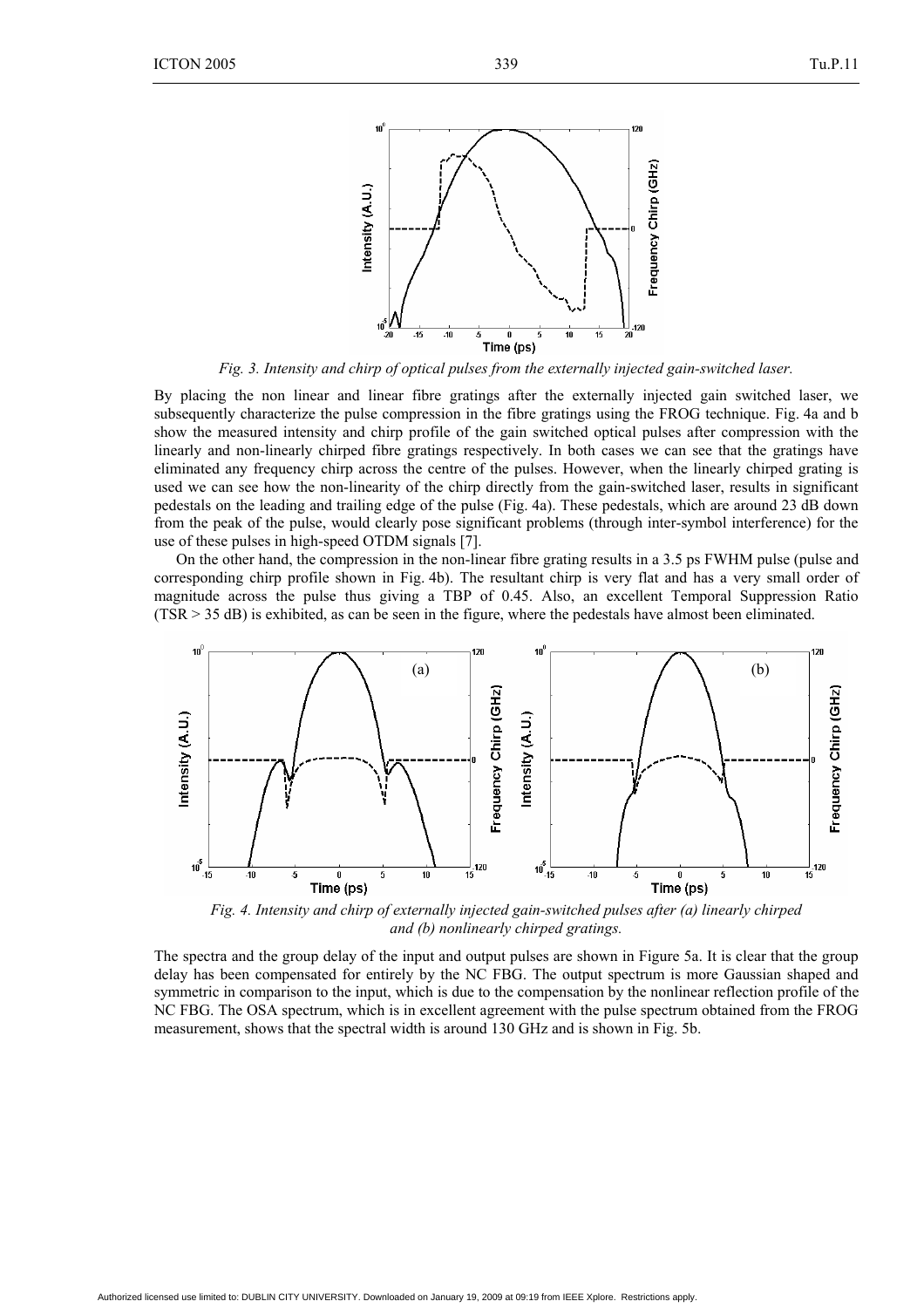*Fig. 3. Intensity and chirp of optical pulses from the externally injected gain-switched laser.*

By placing the non linear and linear fibre gratings after the externally injected gain switched laser, we subsequently characterize the pulse compression in the fibre gratings using the FROG technique. Fig. 4a and b show the measured intensity and chirp profile of the gain switched optical pulses after compression with the linearly and non-linearly chirped fibre gratings respectively. In both cases we can see that the gratings have eliminated any frequency chirp across the centre of the pulses. However, when the linearly chirped grating is used we can see how the non-linearity of the chirp directly from the gain-switched laser, results in significant pedestals on the leading and trailing edge of the pulse (Fig. 4a). These pedestals, which are around 23 dB down from the peak of the pulse, would clearly pose significant problems (through inter-symbol interference) for the use of these pulses in high-speed OTDM signals [7].

On the other hand, the compression in the non-linear fibre grating results in a 3.5 ps FWHM pulse (pulse and corresponding chirp profile shown in Fig. 4b). The resultant chirp is very flat and has a very small order of magnitude across the pulse thus giving a TBP of 0.45. Also, an excellent Temporal Suppression Ratio (TSR > 35 dB) is exhibited, as can be seen in the figure, where the pedestals have almost been eliminated.

*Fig. 4. Intensity and chirp of externally injected gain-switched pulses after (a) linearly chirped and (b) nonlinearly chirped gratings.*

The spectra and the group delay of the input and output pulses are shown in Figure 5a. It is clear that the group delay has been compensated for entirely by the NC FBG. The output spectrum is more Gaussian shaped and symmetric in comparison to the input, which is due to the compensation by the nonlinear reflection profile of the NC FBG. The OSA spectrum, which is in excellent agreement with the pulse spectrum obtained from the FROG measurement, shows that the spectral width is around 130 GHz and is shown in Fig. 5b.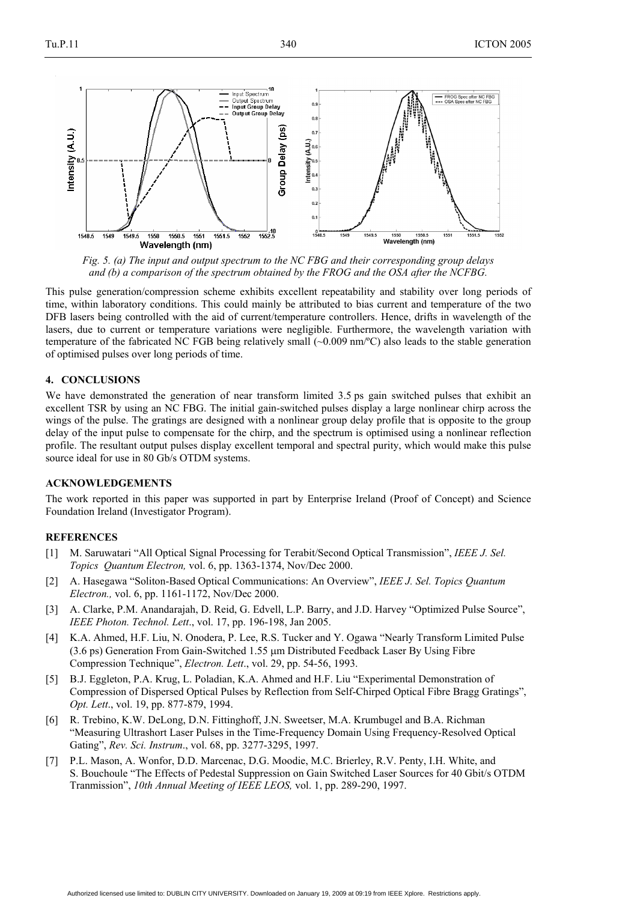Input Spectrum
Output Spectrum
Input Group Delay
Output Group Delay

Intensity (A.U.)

Group Delay (ps)

Wavelength (nm)

1548.5 1549 1549.5 1550 1550.5 1551 1551.5 1552 1552.5

FROG Spec after NC FBG
OSA Spec after NC FBG

Intensity (A.U.)

Wavelength (nm)

1548.5 1549 1549.5 1550 1550.5 1551 1551.5 1552

*Fig. 5. (a) The input and output spectrum to the NC FBG and their corresponding group delays and (b) a comparison of the spectrum obtained by the FROG and the OSA after the NCFBG.*

This pulse generation/compression scheme exhibits excellent repeatability and stability over long periods of time, within laboratory conditions. This could mainly be attributed to bias current and temperature of the two DFB lasers being controlled with the aid of current/temperature controllers. Hence, drifts in wavelength of the lasers, due to current or temperature variations were negligible. Furthermore, the wavelength variation with temperature of the fabricated NC FGB being relatively small (~0.009 nm/ºC) also leads to the stable generation of optimised pulses over long periods of time.

## 4. CONCLUSIONS

We have demonstrated the generation of near transform limited 3.5 ps gain switched pulses that exhibit an excellent TSR by using an NC FBG. The initial gain-switched pulses display a large nonlinear chirp across the wings of the pulse. The gratings are designed with a nonlinear group delay profile that is opposite to the group delay of the input pulse to compensate for the chirp, and the spectrum is optimised using a nonlinear reflection profile. The resultant output pulses display excellent temporal and spectral purity, which would make this pulse source ideal for use in 80 Gb/s OTDM systems.

## ACKNOWLEDGEMENTS

The work reported in this paper was supported in part by Enterprise Ireland (Proof of Concept) and Science Foundation Ireland (Investigator Program).

## REFERENCES

[1] M. Saruwatari "All Optical Signal Processing for Terabit/Second Optical Transmission", *IEEE J. Sel. Topics Quantum Electron,* vol. 6, pp. 1363-1374, Nov/Dec 2000.

[2] A. Hasegawa "Soliton-Based Optical Communications: An Overview", *IEEE J. Sel. Topics Quantum Electron.,* vol. 6, pp. 1161-1172, Nov/Dec 2000.

[3] A. Clarke, P.M. Anandarajah, D. Reid, G. Edvell, L.P. Barry, and J.D. Harvey "Optimized Pulse Source", *IEEE Photon. Technol. Lett*., vol. 17, pp. 196-198, Jan 2005.

[4] K.A. Ahmed, H.F. Liu, N. Onodera, P. Lee, R.S. Tucker and Y. Ogawa "Nearly Transform Limited Pulse (3.6 ps) Generation From Gain-Switched 1.55 μm Distributed Feedback Laser By Using Fibre Compression Technique", *Electron. Lett*., vol. 29, pp. 54-56, 1993.

[5] B.J. Eggleton, P.A. Krug, L. Poladian, K.A. Ahmed and H.F. Liu "Experimental Demonstration of Compression of Dispersed Optical Pulses by Reflection from Self-Chirped Optical Fibre Bragg Gratings", *Opt. Lett*., vol. 19, pp. 877-879, 1994.

[6] R. Trebino, K.W. DeLong, D.N. Fittinghoff, J.N. Sweetser, M.A. Krumbugel and B.A. Richman "Measuring Ultrashort Laser Pulses in the Time-Frequency Domain Using Frequency-Resolved Optical Gating", *Rev. Sci. Instrum*., vol. 68, pp. 3277-3295, 1997.

[7] P.L. Mason, A. Wonfor, D.D. Marcenac, D.G. Moodie, M.C. Brierley, R.V. Penty, I.H. White, and S. Bouchoule "The Effects of Pedestal Suppression on Gain Switched Laser Sources for 40 Gbit/s OTDM Tranmission", *10th Annual Meeting of IEEE LEOS,* vol. 1, pp. 289-290, 1997.